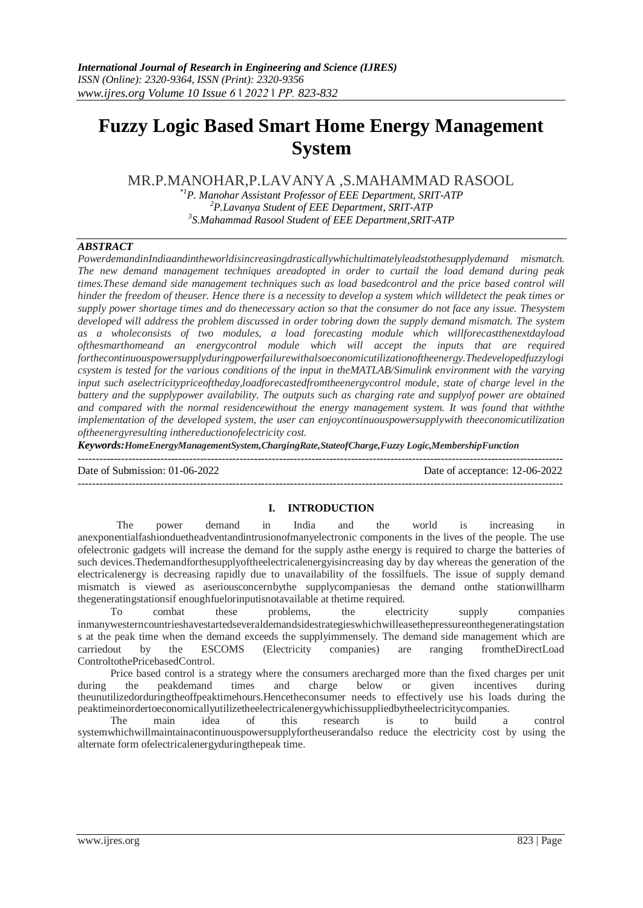# Fuzzy Logic Based Smart Home Energy Management System

MR.P.MANOHAR,P.LAVANYA ,S.MAHAMMAD RASOOL

*[1]P. Manohar Assistant Professor of EEE Department, SRIT-ATP*
*[2]P.Lavanya Student of EEE Department, SRIT-ATP*
*[3]S.Mahammad Rasool Student of EEE Department,SRIT-ATP*

***ABSTRACT***

*PowerdemandinIndiaandintheworldisincreasingdrasticallywhichultimatelyleadstothesupplydemand mismatch. The new demand management techniques areadopted in order to curtail the load demand during peak times.These demand side management techniques such as load basedcontrol and the price based control will hinder the freedom of theuser. Hence there is a necessity to develop a system which willdetect the peak times or supply power shortage times and do thenecessary action so that the consumer do not face any issue. Thesystem developed will address the problem discussed in order tobring down the supply demand mismatch. The system as a wholeconsists of two modules, a load forecasting module which willforecastthenextdayload ofthesmarthomeand an energycontrol module which will accept the inputs that are required forthecontinuouspowersupplyduringpowerfailurewithalsoeconomicutilizationoftheenergy.Thedevelopedfuzzylogicsystem is tested for the various conditions of the input in theMATLAB/Simulink environment with the varying input such aselectricitypriceoftheday,loadforecastedfromtheenergycontrol module, state of charge level in the battery and the supplypower availability. The outputs such as charging rate and supplyof power are obtained and compared with the normal residencewithout the energy management system. It was found that withthe implementation of the developed system, the user can enjoycontinuouspowersupplywith theeconomicutilization oftheenergyresulting inthereductionofelectricity cost.*

***Keywords:****HomeEnergyManagementSystem,ChargingRate,StateofCharge,Fuzzy Logic,MembershipFunction*

---

Date of Submission: 01-06-2022 Date of acceptance: 12-06-2022

---

## I. INTRODUCTION

The power demand in India and the world is increasing in anexponentialfashionduetheadventandintrusionofmanyelectronic components in the lives of the people. The use ofelectronic gadgets will increase the demand for the supply asthe energy is required to charge the batteries of such devices.Thedemandforthesupplyoftheelectricalenergyisincreasing day by day whereas the generation of the electricalenergy is decreasing rapidly due to unavailability of the fossilfuels. The issue of supply demand mismatch is viewed as aseriousconcernbythe supplycompaniesas the demand onthe stationwillharm thegeneratingstationsif enoughfuelorinputisnotavailable at thetime required.

To combat these problems, the electricity supply companies inmanywesterncountrieshavestartedseveraldemandsidestrategieswhichwilleasethepressureonthegeneratingstations at the peak time when the demand exceeds the supplyimmensely. The demand side management which are carriedout by the ESCOMS (Electricity companies) are ranging fromtheDirectLoad ControltothePricebasedControl.

Price based control is a strategy where the consumers arecharged more than the fixed charges per unit during the peakdemand times and charge below or given incentives during theunutilizedorduringtheoffpeaktimehours.Hencetheconsumer needs to effectively use his loads during the peaktimeinordertoeconomicallyutilizetheelectricalenergywhichissuppliedbytheelectricitycompanies.

The main idea of this research is to build a control systemwhichwillmaintainacontinuouspowersupplyfortheuserandalso reduce the electricity cost by using the alternate form ofelectricalenergyduringthepeak time.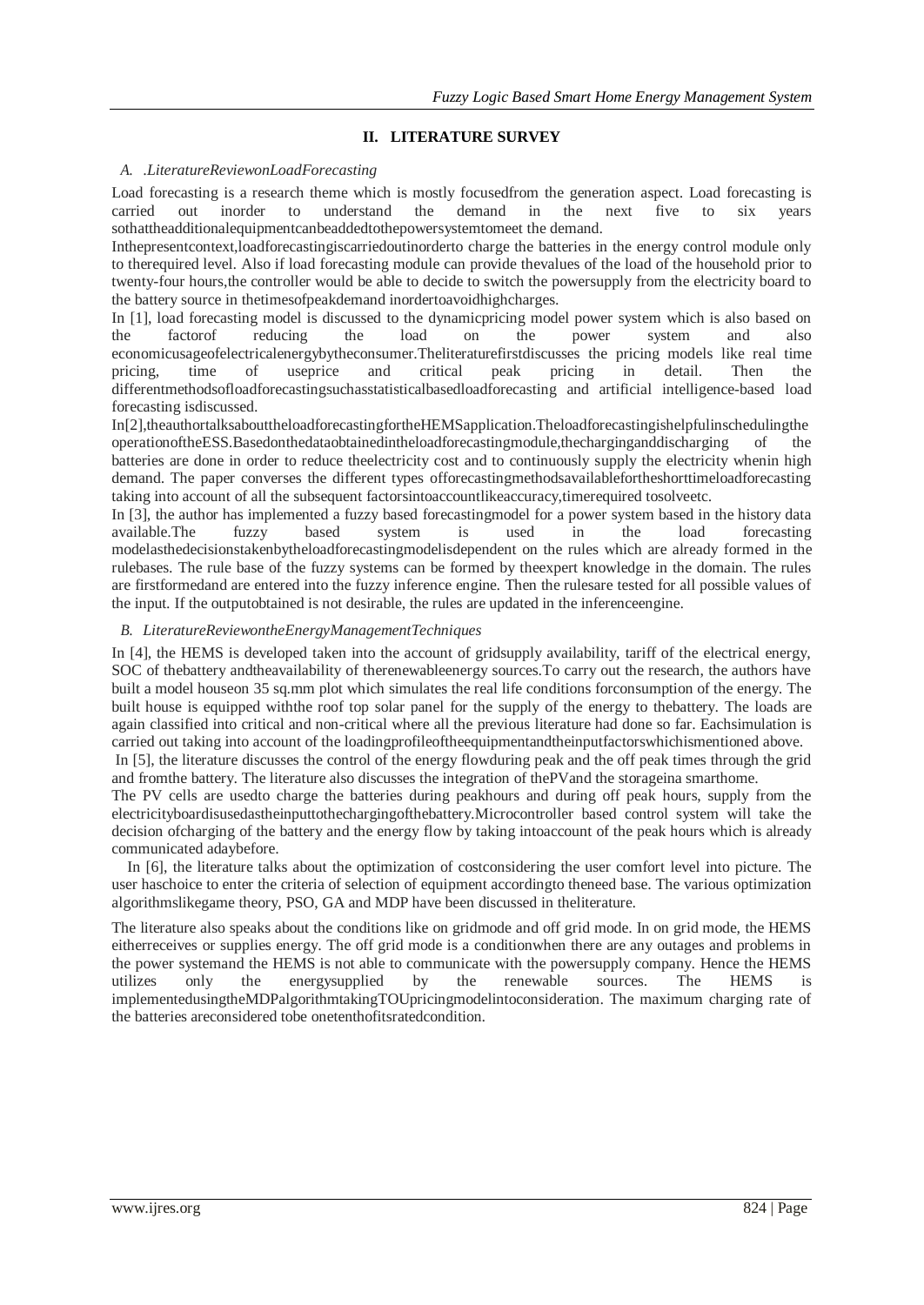## II. LITERATURE SURVEY

### A. .LiteratureReviewonLoadForecasting

Load forecasting is a research theme which is mostly focusedfrom the generation aspect. Load forecasting is carried out inorder to understand the demand in the next five to six years sothattheadditionalequipmentcanbeaddedtothepowersystemtomeet the demand.

Inthepresentcontext,loadforecastingiscarriedoutinorderto charge the batteries in the energy control module only to therequired level. Also if load forecasting module can provide thevalues of the load of the household prior to twenty-four hours,the controller would be able to decide to switch the powersupply from the electricity board to the battery source in thetimesofpeakdemand inordertoavoidhighcharges.

In [1], load forecasting model is discussed to the dynamicpricing model power system which is also based on the factorof reducing the load on the power system and also economicusageofelectricalenergybytheconsumer.Theliteraturefirstdiscusses the pricing models like real time pricing, time of useprice and critical peak pricing in detail. Then the differentmethodsofloadforecastingsuchasstatisticalbasedloadforecasting and artificial intelligence-based load forecasting isdiscussed.

In[2],theauthortalksabouttheloadforecastingfortheHEMSapplication.TheloadforecastingishelpfulinschedulingtheoperationoftheESS.Basedonthedataobtainedintheloadforecastingmodule,thechargingand discharging of the batteries are done in order to reduce theelectricity cost and to continuously supply the electricity whenin high demand. The paper converses the different types offorecastingmethodsavailablefortheshorttimeloadforecasting taking into account of all the subsequent factorsintoaccountlikeaccuracy,timerequired tosolveetc.

In [3], the author has implemented a fuzzy based forecastingmodel for a power system based in the history data available.The fuzzy based system is used in the load forecasting modelasthedecisionstakenbytheloadforecastingmodelisdependent on the rules which are already formed in the rulebases. The rule base of the fuzzy systems can be formed by theexpert knowledge in the domain. The rules are firstformedand are entered into the fuzzy inference engine. Then the rulesare tested for all possible values of the input. If the outputobtained is not desirable, the rules are updated in the inferenceengine.

### B. LiteratureReviewontheEnergyManagementTechniques

In [4], the HEMS is developed taken into the account of gridsupply availability, tariff of the electrical energy, SOC of thebattery andtheavailability of therenewableenergy sources.To carry out the research, the authors have built a model houseon 35 sq.mm plot which simulates the real life conditions forconsumption of the energy. The built house is equipped withthe roof top solar panel for the supply of the energy to thebattery. The loads are again classified into critical and non-critical where all the previous literature had done so far. Eachsimulation is carried out taking into account of the loadingprofileoftheequipmentandtheinputfactorswhichismentioned above.

In [5], the literature discusses the control of the energy flowduring peak and the off peak times through the grid and fromthe battery. The literature also discusses the integration of thePVand the storageina smarthome.

The PV cells are usedto charge the batteries during peakhours and during off peak hours, supply from the electricityboardisusedastheinputtothechargingofthebattery.Microcontroller based control system will take the decision ofcharging of the battery and the energy flow by taking intoaccount of the peak hours which is already communicated adaybefore.

In [6], the literature talks about the optimization of costconsidering the user comfort level into picture. The user haschoice to enter the criteria of selection of equipment accordingto theneed base. The various optimization algorithmslikegame theory, PSO, GA and MDP have been discussed in theliterature.

The literature also speaks about the conditions like on gridmode and off grid mode. In on grid mode, the HEMS eitherreceives or supplies energy. The off grid mode is a conditionwhen there are any outages and problems in the power systemand the HEMS is not able to communicate with the powersupply company. Hence the HEMS utilizes only the energysupplied by the renewable sources. The HEMS is implementedusingtheMDPalgorithmtakingTOUpricingmodelintoconsideration. The maximum charging rate of the batteries areconsidered tobe onetenthofitsratedcondition.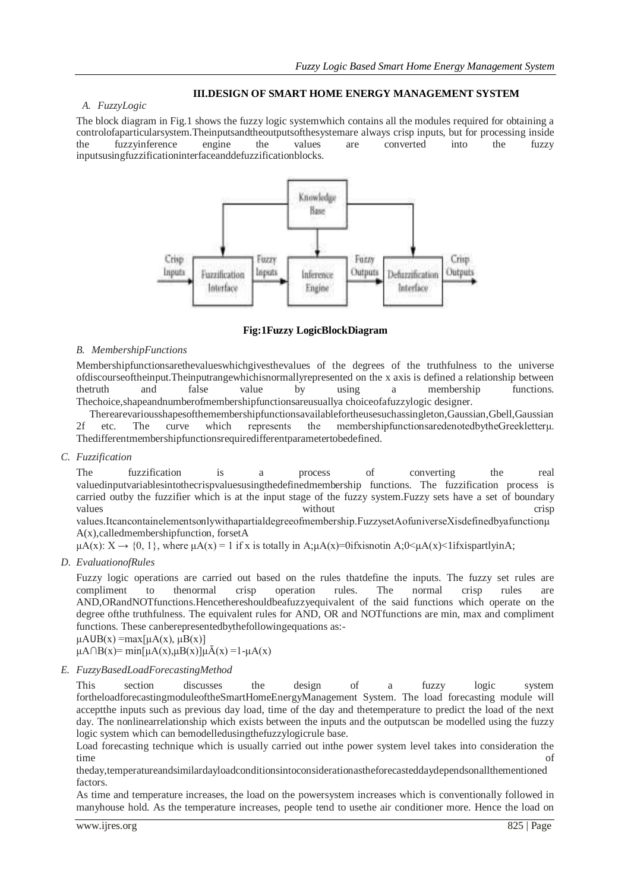## III.DESIGN OF SMART HOME ENERGY MANAGEMENT SYSTEM

### *A. FuzzyLogic*

The block diagram in Fig.1 shows the fuzzy logic systemwhich contains all the modules required for obtaining a controlofaparticularsystem.Theinputsandtheoutputsofthesystemare always crisp inputs, but for processing inside the fuzzyinference engine the values are converted into the fuzzy inputsusingfuzzificationinterfaceanddefuzzificationblocks.

**Fig:1Fuzzy LogicBlockDiagram**

### *B. MembershipFunctions*

Membershipfunctionsarethevalueswhichgivesthevalues of the degrees of the truthfulness to the universe ofdiscourseoftheinput.Theinputrangewhichisnormallyrepresented on the x axis is defined a relationship between thetruth and false value by using a membership functions. Thechoice,shapeandnumberofmembershipfunctionsareusuallya choiceofafuzzylogic designer.

Therearevariousshapesofthemembershipfunctionsavailablefortheusesuchassingleton,Gaussian,Gbell,Gaussian 2f etc. The curve which represents the membershipfunctionsaredenotedbytheGreekletterμ. Thedifferentmembershipfunctionsrequireddifferentparametertobedefined.

### *C. Fuzzification*

The fuzzification is a process of converting the real valuedinputvariablesintothecrispvaluesusingthedefinedmembership functions. The fuzzification process is carried outby the fuzzifier which is at the input stage of the fuzzy system.Fuzzy sets have a set of boundary values without crisp values.Itcancontainelementsonlywithapartialdegreeofmembership.FuzzysetAofuniverseXisdefinedbyafunctionμ A(x),calledmembershipfunction, forsetA

$\mu A(x): X \rightarrow \{0, 1\}$, where $\mu A(x) = 1$ if x is totally in A;$\mu A(x)=0$ifxisnotin A;$0<\mu A(x)<1$ifxispartlyinA;

### *D. EvaluationofRules*

Fuzzy logic operations are carried out based on the rules thatdefine the inputs. The fuzzy set rules are compliment to thenormal crisp operation rules. The normal crisp rules are AND,ORandNOTfunctions.Hencethereshouldbeafuzzyequivalent of the said functions which operate on the degree ofthe truthfulness. The equivalent rules for AND, OR and NOTfunctions are min, max and compliment functions. These canberepresentedbythefollowingequations as:-

$\mu A \cup B(x) = \max[\mu A(x), \mu B(x)]$

$\mu A \cap B(x) = \min[\mu A(x), \mu B(x)]$ $\mu \bar{A}(x) = 1 - \mu A(x)$

### *E. FuzzyBasedLoadForecastingMethod*

This section discusses the design of a fuzzy logic system fortheloadforecastingmoduleoftheSmartHomeEnergyManagement System. The load forecasting module will acceptthe inputs such as previous day load, time of the day and thetemperature to predict the load of the next day. The nonlinearrelationship which exists between the inputs and the outputscan be modelled using the fuzzy logic system which can bemodelledusingthefuzzylogicrule base.

Load forecasting technique which is usually carried out inthe power system level takes into consideration the time of theday,temperatureandsimilardayloadconditionsintoconsiderationastheforecasteddaydependsonallthementioned factors.

As time and temperature increases, the load on the powersystem increases which is conventionally followed in manyhouse hold. As the temperature increases, people tend to usethe air conditioner more. Hence the load on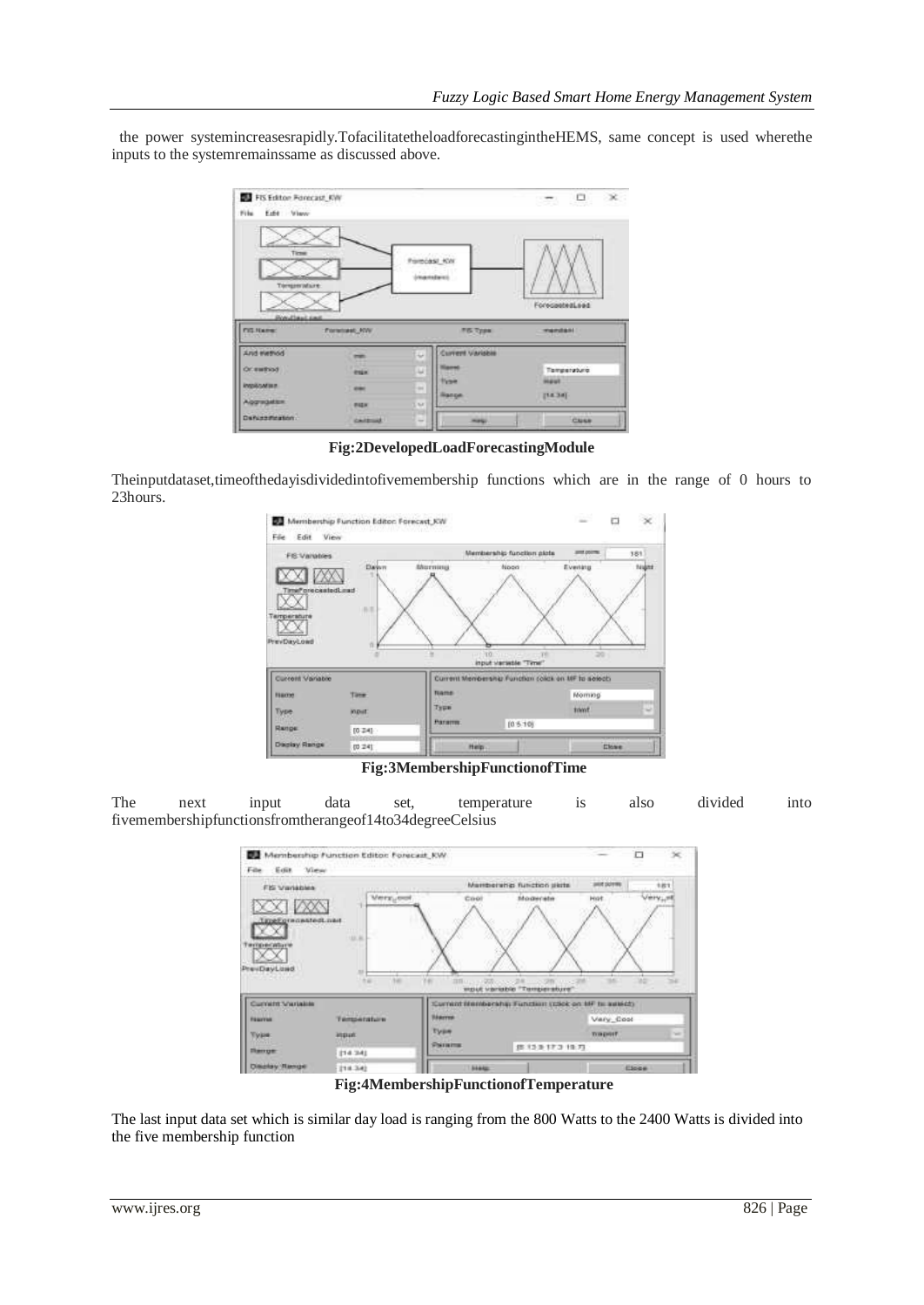the power systemincreasesrapidly.TofacilitatetheloadforecastingintheHEMS, same concept is used wherethe inputs to the systemremainssame as discussed above.

**Fig:2DevelopedLoadForecastingModule**

Theinputdataset,timeofthedayisdividedintofivemembership functions which are in the range of 0 hours to 23hours.

**Fig:3MembershipFunctionofTime**

The next input data set, temperature is also divided into fivemembershipfunctionsfromtherangeof14to34degreeCelsius

**Fig:4MembershipFunctionofTemperature**

The last input data set which is similar day load is ranging from the 800 Watts to the 2400 Watts is divided into the five membership function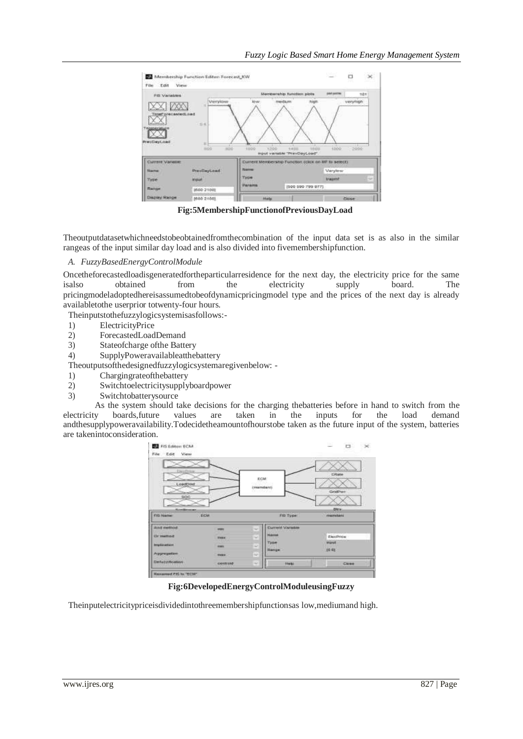Fig:5MembershipFunctionofPreviousDayLoad

Theoutputdatasetwhichneedstobeobtainedfromthecombination of the input data set is as also in the similar rangeas of the input similar day load and is also divided into fivemembershipfunction.

*A. FuzzyBasedEnergyControlModule*

Oncetheforecastedloadisgeneratedfortheparticularresidence for the next day, the electricity price for the same isalso obtained from the electricity supply board. The pricingmodeladoptedhereisassumedtobeofdynamicpricingmodel type and the prices of the next day is already availabletothe userprior totwenty-four hours.

Theinputstothefuzzylogicsystemisasfollows:-

1) ElectricityPrice
2) ForecastedLoadDemand
3) Stateofcharge ofthe Battery
4) SupplyPoweravailableatthebattery

Theoutputsofthedesignedfuzzylogicsystemaregivenbelow: -

1) Chargingrateofthebattery
2) Switchtoelectricitysupplyboardpower
3) Switchtobatterysource

As the system should take decisions for the charging thebatteries before in hand to switch from the electricity boards,future values are taken in the inputs for the load demand andthesupplypoweravailability.Todecidetheamountofhourstobe taken as the future input of the system, batteries are takenintoconsideration.

Fig:6DevelopedEnergyControlModuleusingFuzzy

Theinputelectricitypriceisdividedintothreemembershipfunctionsas low,mediumand high.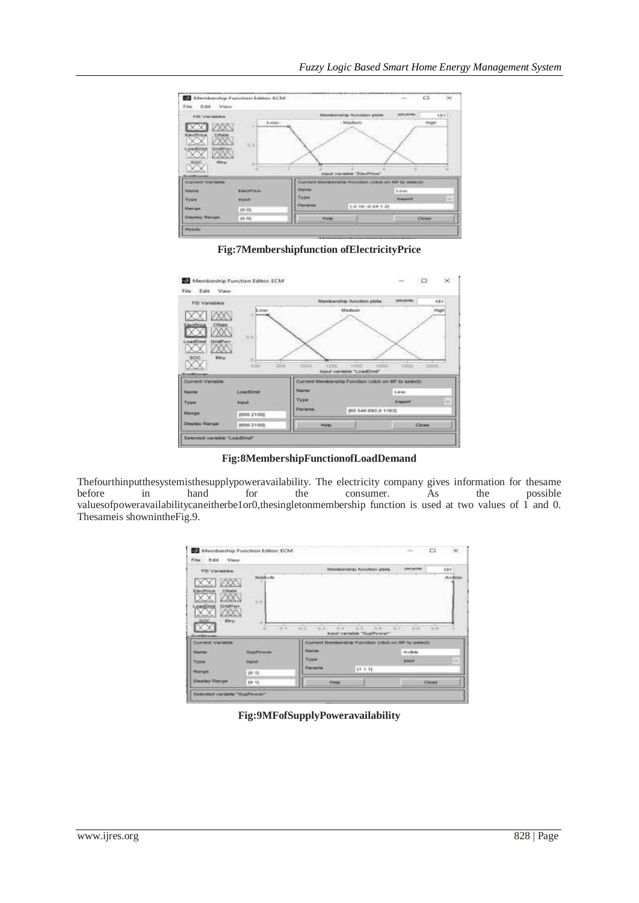**Fig:7Membershipfunction ofElectricityPrice**

**Fig:8MembershipFunctionofLoadDemand**

Thefourthinputthesystemisthesupplypoweravailability. The electricity company gives information for thesame before in hand for the consumer. As the possible valuesofpoweravailabilitycaneitherbe1or0,thesingletonmembership function is used at two values of 1 and 0. Thesameis shownintheFig.9.

**Fig:9MFofSupplyPoweravailability**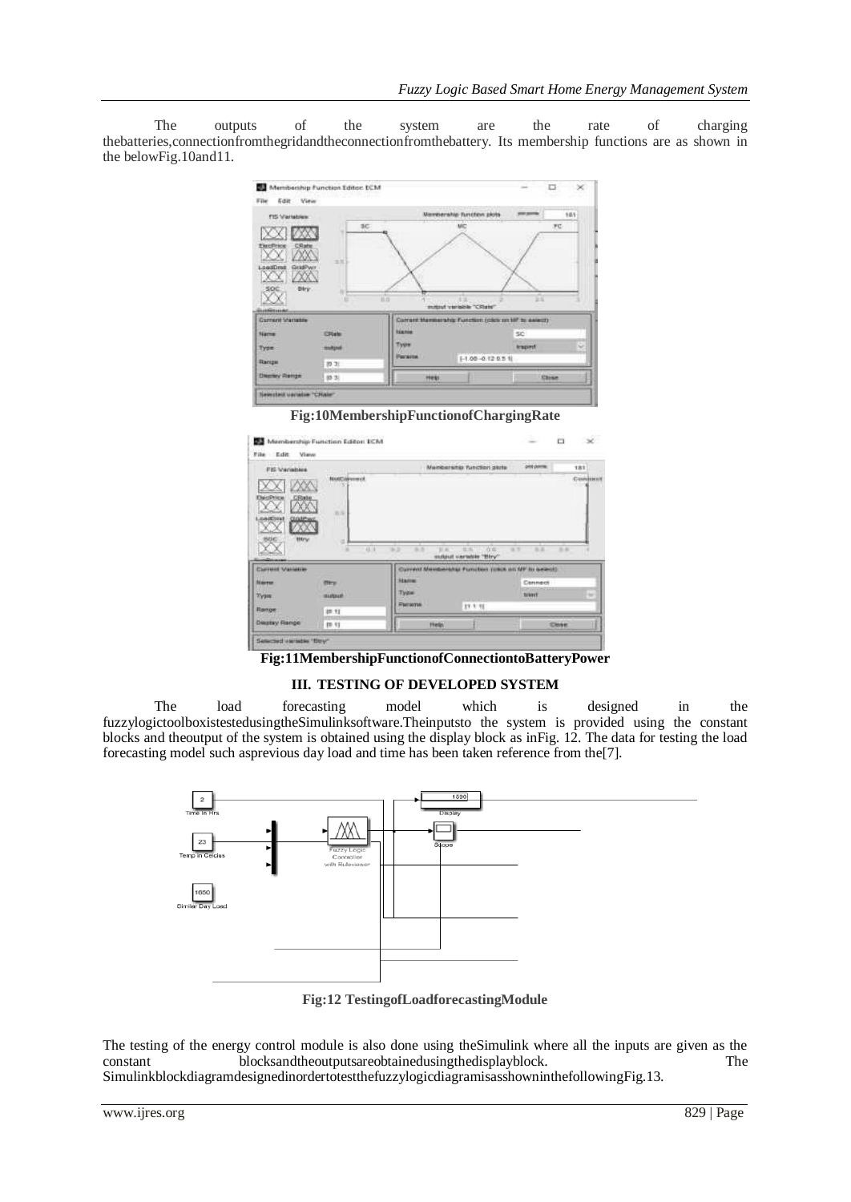The outputs of the system are the rate of charging thebatteries,connectionfromthegridandtheconnectionfromthebattery. Its membership functions are as shown in the belowFig.10and11.

**Fig:10MembershipFunctionofChargingRate**

**Fig:11MembershipFunctionofConnectiontoBatteryPower**

## III. TESTING OF DEVELOPED SYSTEM

The load forecasting model which is designed in the fuzzylogictoolboxistestedusingtheSimulinksoftware.Theinputsto the system is provided using the constant blocks and theoutput of the system is obtained using the display block as inFig. 12. The data for testing the load forecasting model such asprevious day load and time has been taken reference from the[7].

**Fig:12 TestingofLoadforecastingModule**

The testing of the energy control module is also done using theSimulink where all the inputs are given as the constant blocksandtheoutputsareobtainedusingthedisplayblock. The SimulinkblockdiagramdesignedinordertotestthefuzzylogicdiagramisasshowninthefollowingFig.13.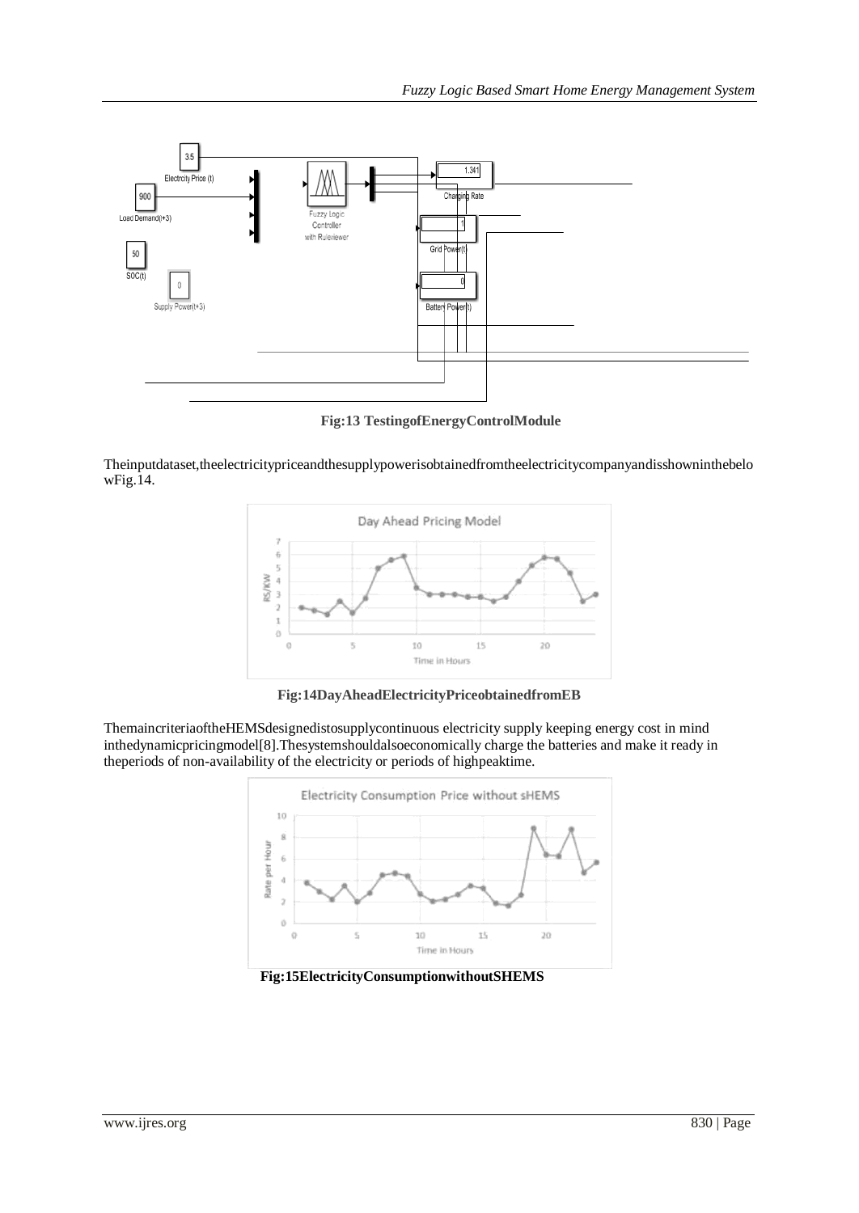**Fig:13 TestingofEnergyControlModule**

Theinputdataset,theelectricitypriceandthesupplypowerisobtainedfromtheelectricitycompanyandisshowninthebelowFig.14.

**Fig:14DayAheadElectricityPriceobtainedfromEB**

ThemaincriteriaoftheHEMSdesignedistosupplycontinuous electricity supply keeping energy cost in mind inthedynamicpricingmodel[8].Thesystemshouldalsoeconomically charge the batteries and make it ready in theperiods of non-availability of the electricity or periods of highpeaktime.

**Fig:15ElectricityConsumptionwithoutSHEMS**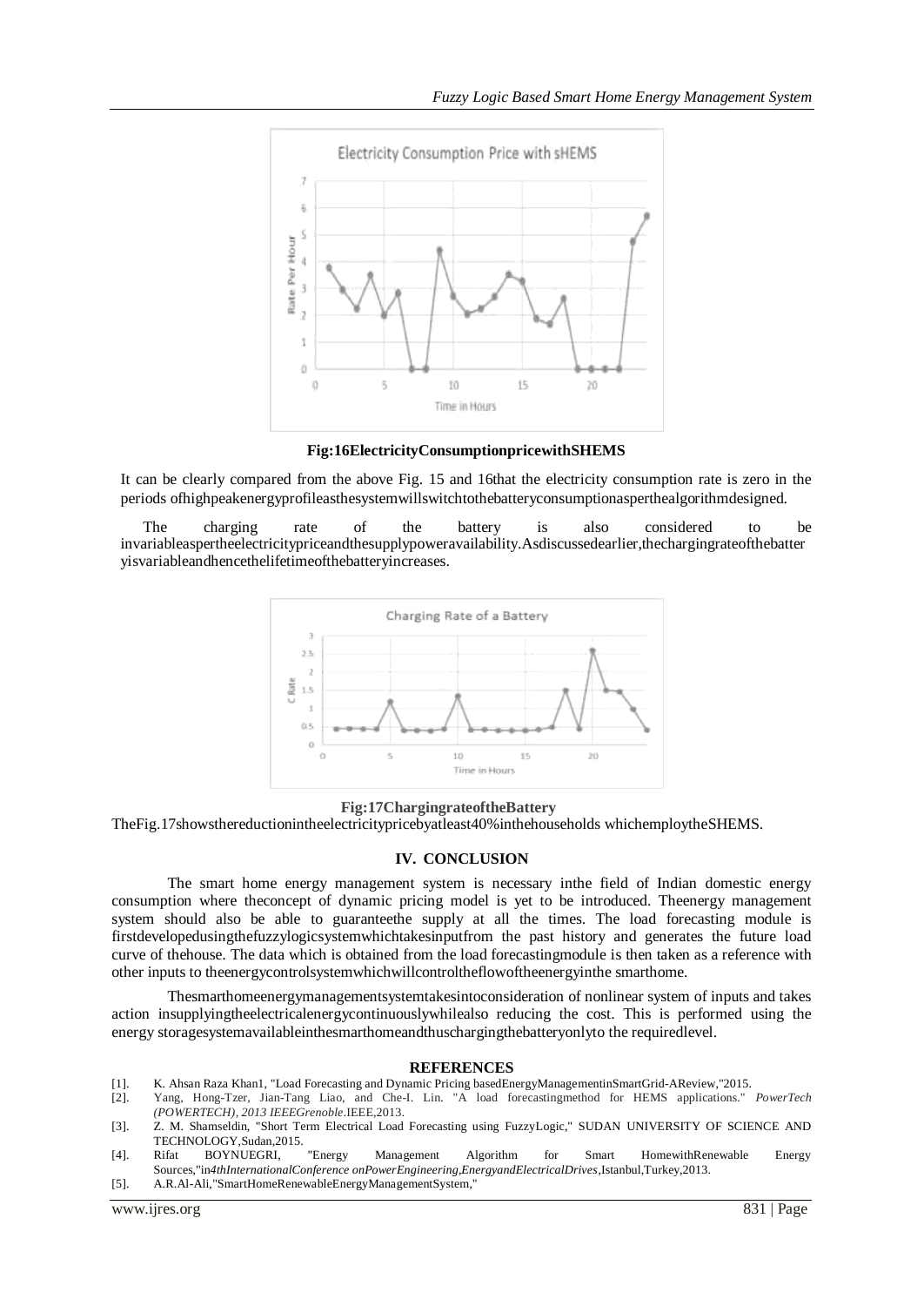**Fig:16ElectricityConsumptionpricewithSHEMS**

It can be clearly compared from the above Fig. 15 and 16that the electricity consumption rate is zero in the periods ofhighpeakenergyprofileasthesystemwillswitchtothebatteryconsumptionasperthealgorithmdesigned.

The charging rate of the battery is also considered to be invariableaspertheelectricitypriceandthesupplypoweravailability.Asdiscussedearlier,thechargingrateofthebatteryisvariableandhencethelifetimeofthebatteryincreases.

**Fig:17ChargingrateoftheBattery**

TheFig.17showsthereductionintheelectricitypricebyatleast40%inthehouseholds whichemploytheSHEMS.

## IV. CONCLUSION

The smart home energy management system is necessary inthe field of Indian domestic energy consumption where theconcept of dynamic pricing model is yet to be introduced. Theenergy management system should also be able to guaranteethe supply at all the times. The load forecasting module is firstdevelopedusingthefuzzylogicsystemwhichtakesinputfrom the past history and generates the future load curve of thehouse. The data which is obtained from the load forecastingmodule is then taken as a reference with other inputs to theenergycontrolsystemwhichwillcontroltheflowoftheenergyinthe smarthome.

Thesmarthomeenergymanagementsystemtakesintoconsideration of nonlinear system of inputs and takes action insupplyingtheelectricalenergycontinuouslywhilealso reducing the cost. This is performed using the energy storagesystemavailableinthesmarthomeandthuschargingthebatteryonlyto the requiredlevel.

## REFERENCES

[1]. K. Ahsan Raza Khan1, "Load Forecasting and Dynamic Pricing basedEnergyManagementinSmartGrid-AReview,"2015.

[2]. Yang, Hong-Tzer, Jian-Tang Liao, and Che-I. Lin. "A load forecastingmethod for HEMS applications." *PowerTech (POWERTECH), 2013 IEEEGrenoble*.IEEE,2013.

[3]. Z. M. Shamseldin, "Short Term Electrical Load Forecasting using FuzzyLogic," SUDAN UNIVERSITY OF SCIENCE AND TECHNOLOGY,Sudan,2015.

[4]. Rifat BOYNUEGRI, "Energy Management Algorithm for Smart HomewithRenewable Energy Sources,"in*4thInternationalConference onPowerEngineering,EnergyandElectricalDrives*,Istanbul,Turkey,2013.

[5]. A.R.Al-Ali,"SmartHomeRenewableEnergyManagementSystem,"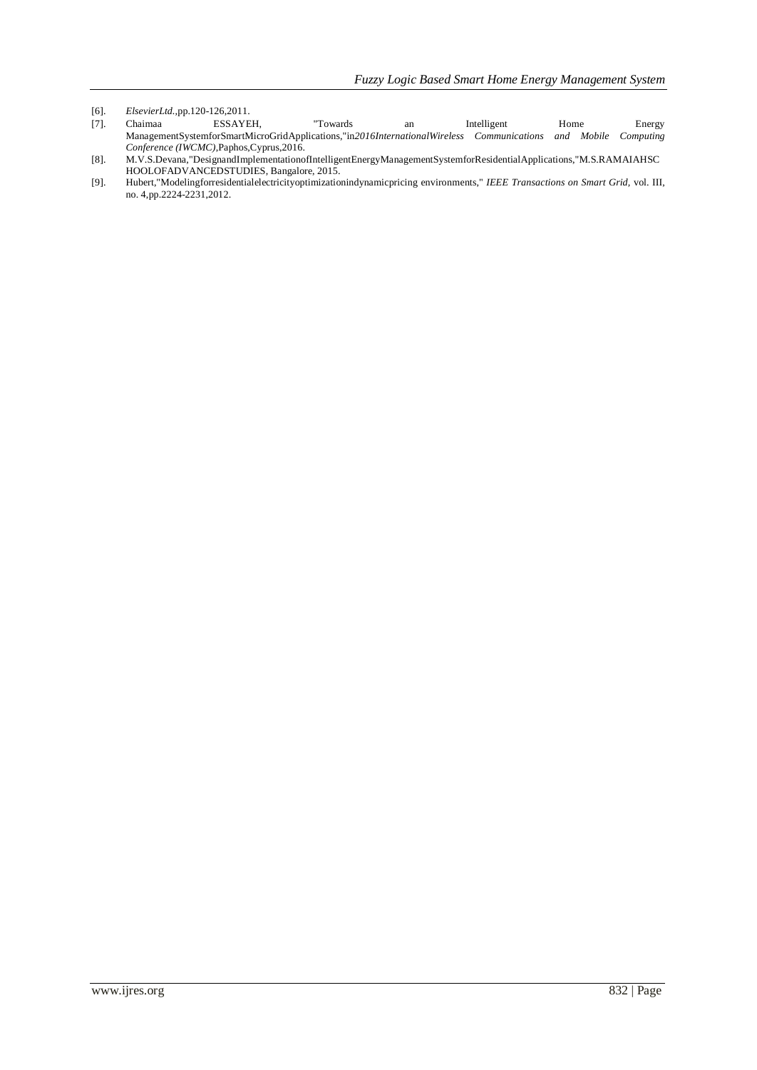[6]. *ElsevierLtd.*,pp.120-126,2011.

[7]. Chaimaa ESSAYEH, "Towards an Intelligent Home Energy ManagementSystemforSmartMicroGridApplications,"in*2016InternationalWireless Communications and Mobile Computing Conference (IWCMC)*,Paphos,Cyprus,2016.

[8]. M.V.S.Devana,"DesignandImplementationofIntelligentEnergyManagementSystemforResidentialApplications,"M.S.RAMAIAHSCHOOLOFADVANCEDSTUDIES, Bangalore, 2015.

[9]. Hubert,"Modelingforresidentialelectricityoptimizationindynamicpricing environments," *IEEE Transactions on Smart Grid*, vol. III, no. 4,pp.2224-2231,2012.